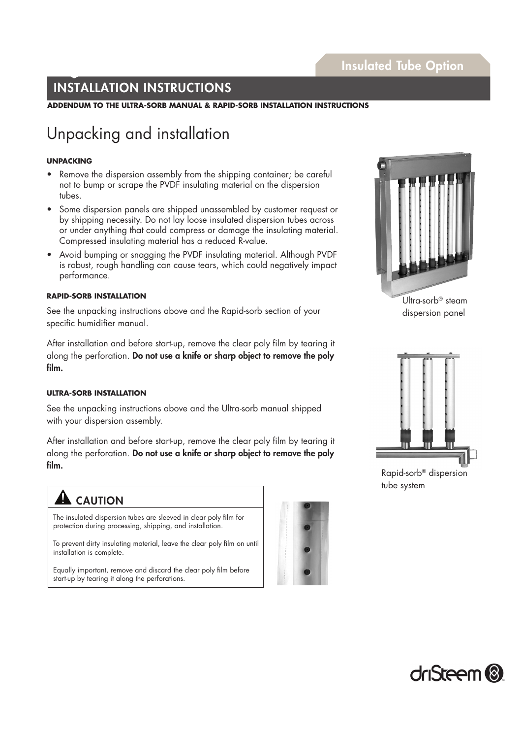Insulated Tube Option

# INSTALLATION INSTRUCTIONS

**ADDENDUM TO THE ULTRA-SORB MANUAL & RAPID-SORB INSTALLATION INSTRUCTIONS**

## Unpacking and installation

### UNPACKING

- Remove the dispersion assembly from the shipping container; be careful not to bump or scrape the PVDF insulating material on the dispersion tubes.
- Some dispersion panels are shipped unassembled by customer request or by shipping necessity. Do not lay loose insulated dispersion tubes across or under anything that could compress or damage the insulating material. Compressed insulating material has a reduced R-value.
- Avoid bumping or snagging the PVDF insulating material. Although PVDF is robust, rough handling can cause tears, which could negatively impact performance.

### RAPID-SORB INSTALLATION

See the unpacking instructions above and the Rapid-sorb section of your specific humidifier manual.

After installation and before start-up, remove the clear poly film by tearing it along the perforation. **Do not use a knife or sharp object to remove the poly film.**

### ULTRA-SORB INSTALLATION

See the unpacking instructions above and the Ultra-sorb manual shipped with your dispersion assembly.

After installation and before start-up, remove the clear poly film by tearing it along the perforation. **Do not use a knife or sharp object to remove the poly film.**

### ⚠ CAUTION

The insulated dispersion tubes are sleeved in clear poly film for protection during processing, shipping, and installation.

To prevent dirty insulating material, leave the clear poly film on until installation is complete.

Equally important, remove and discard the clear poly film before start-up by tearing it along the perforations.

Ultra-sorb® steam dispersion panel

Rapid-sorb® dispersion tube system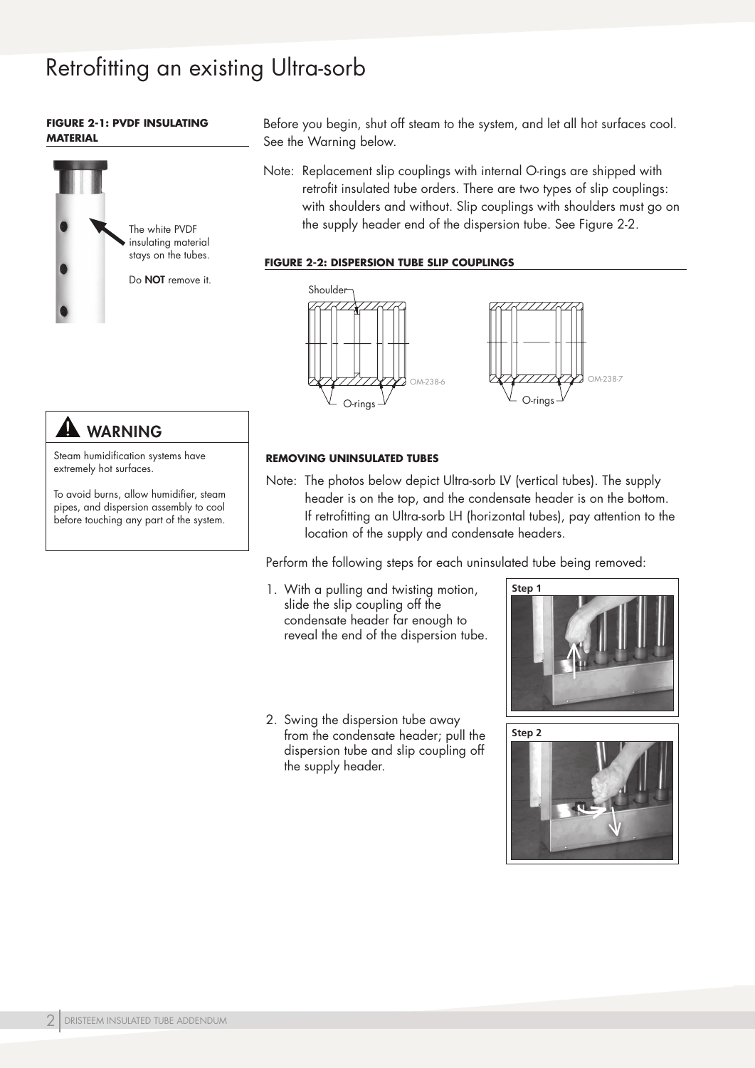# Retrofitting an existing Ultra-sorb

**FIGURE 2-1: PVDF INSULATING MATERIAL**

The white PVDF insulating material stays on the tubes.

Do **NOT** remove it.

## ⚠ WARNING

Steam humidification systems have extremely hot surfaces.

To avoid burns, allow humidifier, steam pipes, and dispersion assembly to cool before touching any part of the system.

Before you begin, shut off steam to the system, and let all hot surfaces cool. See the Warning below.

Note: Replacement slip couplings with internal O-rings are shipped with retrofit insulated tube orders. There are two types of slip couplings: with shoulders and without. Slip couplings with shoulders must go on the supply header end of the dispersion tube. See Figure 2-2.

**FIGURE 2-2: DISPERSION TUBE SLIP COUPLINGS**

Shoulder

O-rings OM-238-6

O-rings OM-238-7

### REMOVING UNINSULATED TUBES

Note: The photos below depict Ultra-sorb LV (vertical tubes). The supply header is on the top, and the condensate header is on the bottom. If retrofitting an Ultra-sorb LH (horizontal tubes), pay attention to the location of the supply and condensate headers.

Perform the following steps for each uninsulated tube being removed:

1. With a pulling and twisting motion, slide the slip coupling off the condensate header far enough to reveal the end of the dispersion tube.

   **Step 1**

2. Swing the dispersion tube away from the condensate header; pull the dispersion tube and slip coupling off the supply header.

   **Step 2**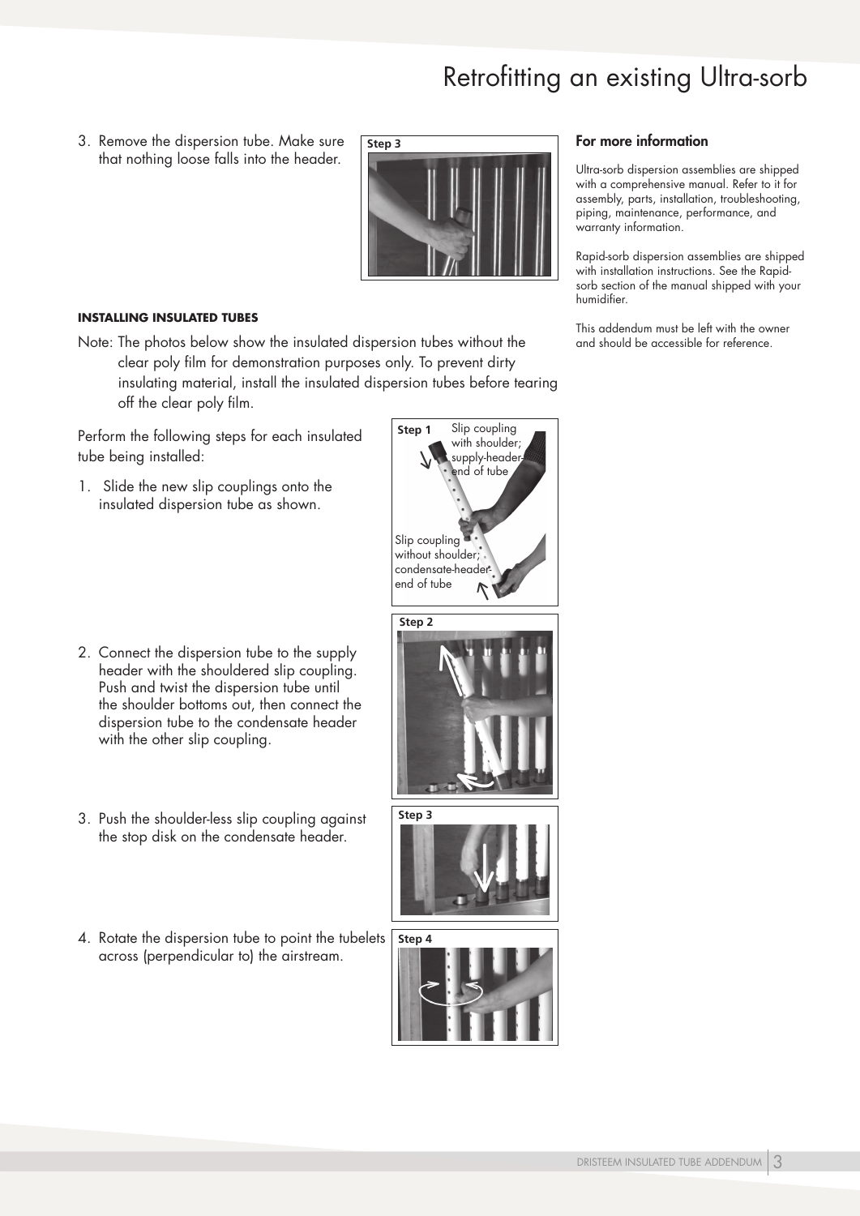# Retrofitting an existing Ultra-sorb

3. Remove the dispersion tube. Make sure that nothing loose falls into the header.

#### INSTALLING INSULATED TUBES

Note: The photos below show the insulated dispersion tubes without the clear poly film for demonstration purposes only. To prevent dirty insulating material, install the insulated dispersion tubes before tearing off the clear poly film.

Perform the following steps for each insulated tube being installed:

1. Slide the new slip couplings onto the insulated dispersion tube as shown.

Step 1: Slip coupling with shoulder; supply-header end of tube. Slip coupling without shoulder; condensate-header end of tube.

2. Connect the dispersion tube to the supply header with the shouldered slip coupling. Push and twist the dispersion tube until the shoulder bottoms out, then connect the dispersion tube to the condensate header with the other slip coupling.

3. Push the shoulder-less slip coupling against the stop disk on the condensate header.

4. Rotate the dispersion tube to point the tubelets across (perpendicular to) the airstream.

### For more information

Ultra-sorb dispersion assemblies are shipped with a comprehensive manual. Refer to it for assembly, parts, installation, troubleshooting, piping, maintenance, performance, and warranty information.

Rapid-sorb dispersion assemblies are shipped with installation instructions. See the Rapid-sorb section of the manual shipped with your humidifier.

This addendum must be left with the owner and should be accessible for reference.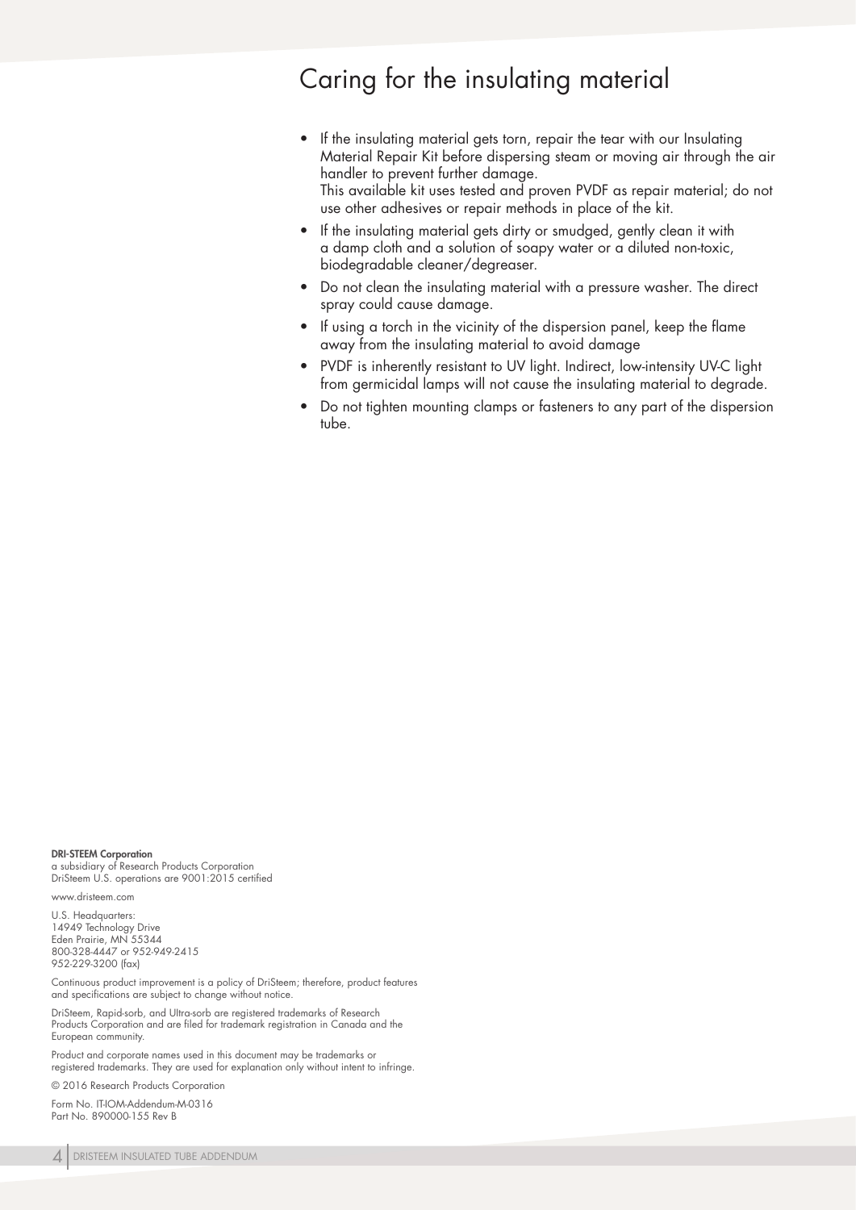# Caring for the insulating material

- If the insulating material gets torn, repair the tear with our Insulating Material Repair Kit before dispersing steam or moving air through the air handler to prevent further damage.
  This available kit uses tested and proven PVDF as repair material; do not use other adhesives or repair methods in place of the kit.
- If the insulating material gets dirty or smudged, gently clean it with a damp cloth and a solution of soapy water or a diluted non-toxic, biodegradable cleaner/degreaser.
- Do not clean the insulating material with a pressure washer. The direct spray could cause damage.
- If using a torch in the vicinity of the dispersion panel, keep the flame away from the insulating material to avoid damage
- PVDF is inherently resistant to UV light. Indirect, low-intensity UV-C light from germicidal lamps will not cause the insulating material to degrade.
- Do not tighten mounting clamps or fasteners to any part of the dispersion tube.

**DRI-STEEM Corporation**
a subsidiary of Research Products Corporation
DriSteem U.S. operations are 9001:2015 certified

www.dristeem.com

U.S. Headquarters:
14949 Technology Drive
Eden Prairie, MN 55344
800-328-4447 or 952-949-2415
952-229-3200 (fax)

Continuous product improvement is a policy of DriSteem; therefore, product features and specifications are subject to change without notice.

DriSteem, Rapid-sorb, and Ultra-sorb are registered trademarks of Research Products Corporation and are filed for trademark registration in Canada and the European community.

Product and corporate names used in this document may be trademarks or registered trademarks. They are used for explanation only without intent to infringe.

© 2016 Research Products Corporation

Form No. IT-IOM-Addendum-M-0316
Part No. 890000-155 Rev B